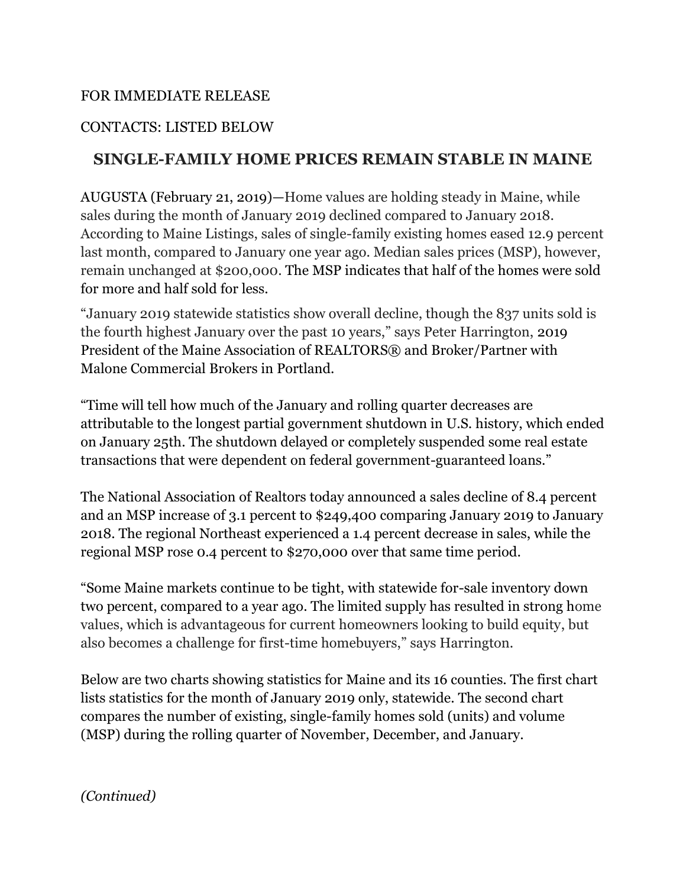FOR IMMEDIATE RELEASE

CONTACTS: LISTED BELOW

# SINGLE-FAMILY HOME PRICES REMAIN STABLE IN MAINE

AUGUSTA (February 21, 2019)—Home values are holding steady in Maine, while sales during the month of January 2019 declined compared to January 2018. According to Maine Listings, sales of single-family existing homes eased 12.9 percent last month, compared to January one year ago. Median sales prices (MSP), however, remain unchanged at $200,000. The MSP indicates that half of the homes were sold for more and half sold for less.

"January 2019 statewide statistics show overall decline, though the 837 units sold is the fourth highest January over the past 10 years," says Peter Harrington, 2019 President of the Maine Association of REALTORS® and Broker/Partner with Malone Commercial Brokers in Portland.

"Time will tell how much of the January and rolling quarter decreases are attributable to the longest partial government shutdown in U.S. history, which ended on January 25th. The shutdown delayed or completely suspended some real estate transactions that were dependent on federal government-guaranteed loans."

The National Association of Realtors today announced a sales decline of 8.4 percent and an MSP increase of 3.1 percent to $249,400 comparing January 2019 to January 2018. The regional Northeast experienced a 1.4 percent decrease in sales, while the regional MSP rose 0.4 percent to $270,000 over that same time period.

"Some Maine markets continue to be tight, with statewide for-sale inventory down two percent, compared to a year ago. The limited supply has resulted in strong home values, which is advantageous for current homeowners looking to build equity, but also becomes a challenge for first-time homebuyers," says Harrington.

Below are two charts showing statistics for Maine and its 16 counties. The first chart lists statistics for the month of January 2019 only, statewide. The second chart compares the number of existing, single-family homes sold (units) and volume (MSP) during the rolling quarter of November, December, and January.

*(Continued)*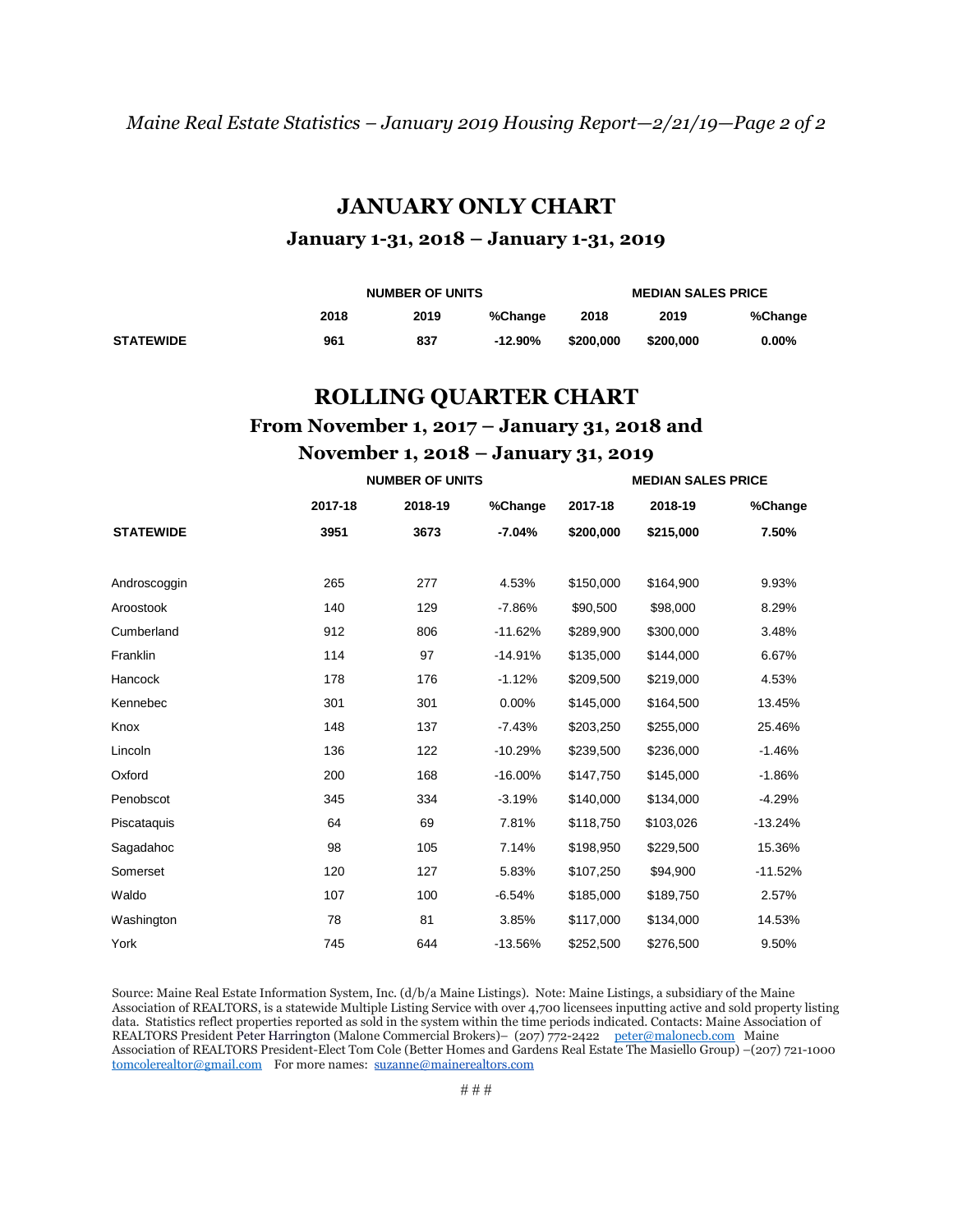## JANUARY ONLY CHART

### January 1-31, 2018 – January 1-31, 2019

| | NUMBER OF UNITS | | | MEDIAN SALES PRICE | | |
|---|---|---|---|---|---|---|
| | 2018 | 2019 | %Change | 2018 | 2019 | %Change |
| **STATEWIDE** | **961** | **837** | **-12.90%** | **$200,000** | **$200,000** | **0.00%** |

## ROLLING QUARTER CHART

### From November 1, 2017 – January 31, 2018 and November 1, 2018 – January 31, 2019

| | NUMBER OF UNITS | | | MEDIAN SALES PRICE | | |
|---|---|---|---|---|---|---|
| | 2017-18 | 2018-19 | %Change | 2017-18 | 2018-19 | %Change |
| **STATEWIDE** | **3951** | **3673** | **-7.04%** | **$200,000** | **$215,000** | **7.50%** |
| Androscoggin | 265 | 277 | 4.53% | $150,000 | $164,900 | 9.93% |
| Aroostook | 140 | 129 | -7.86% | $90,500 | $98,000 | 8.29% |
| Cumberland | 912 | 806 | -11.62% | $289,900 | $300,000 | 3.48% |
| Franklin | 114 | 97 | -14.91% | $135,000 | $144,000 | 6.67% |
| Hancock | 178 | 176 | -1.12% | $209,500 | $219,000 | 4.53% |
| Kennebec | 301 | 301 | 0.00% | $145,000 | $164,500 | 13.45% |
| Knox | 148 | 137 | -7.43% | $203,250 | $255,000 | 25.46% |
| Lincoln | 136 | 122 | -10.29% | $239,500 | $236,000 | -1.46% |
| Oxford | 200 | 168 | -16.00% | $147,750 | $145,000 | -1.86% |
| Penobscot | 345 | 334 | -3.19% | $140,000 | $134,000 | -4.29% |
| Piscataquis | 64 | 69 | 7.81% | $118,750 | $103,026 | -13.24% |
| Sagadahoc | 98 | 105 | 7.14% | $198,950 | $229,500 | 15.36% |
| Somerset | 120 | 127 | 5.83% | $107,250 | $94,900 | -11.52% |
| Waldo | 107 | 100 | -6.54% | $185,000 | $189,750 | 2.57% |
| Washington | 78 | 81 | 3.85% | $117,000 | $134,000 | 14.53% |
| York | 745 | 644 | -13.56% | $252,500 | $276,500 | 9.50% |

Source: Maine Real Estate Information System, Inc. (d/b/a Maine Listings). Note: Maine Listings, a subsidiary of the Maine Association of REALTORS, is a statewide Multiple Listing Service with over 4,700 licensees inputting active and sold property listing data. Statistics reflect properties reported as sold in the system within the time periods indicated. Contacts: Maine Association of REALTORS President Peter Harrington (Malone Commercial Brokers)– (207) 772-2422 peter@malonecb.com Maine Association of REALTORS President-Elect Tom Cole (Better Homes and Gardens Real Estate The Masiello Group) –(207) 721-1000 tomcolerealtor@gmail.com For more names: suzanne@mainerealtors.com

# # #